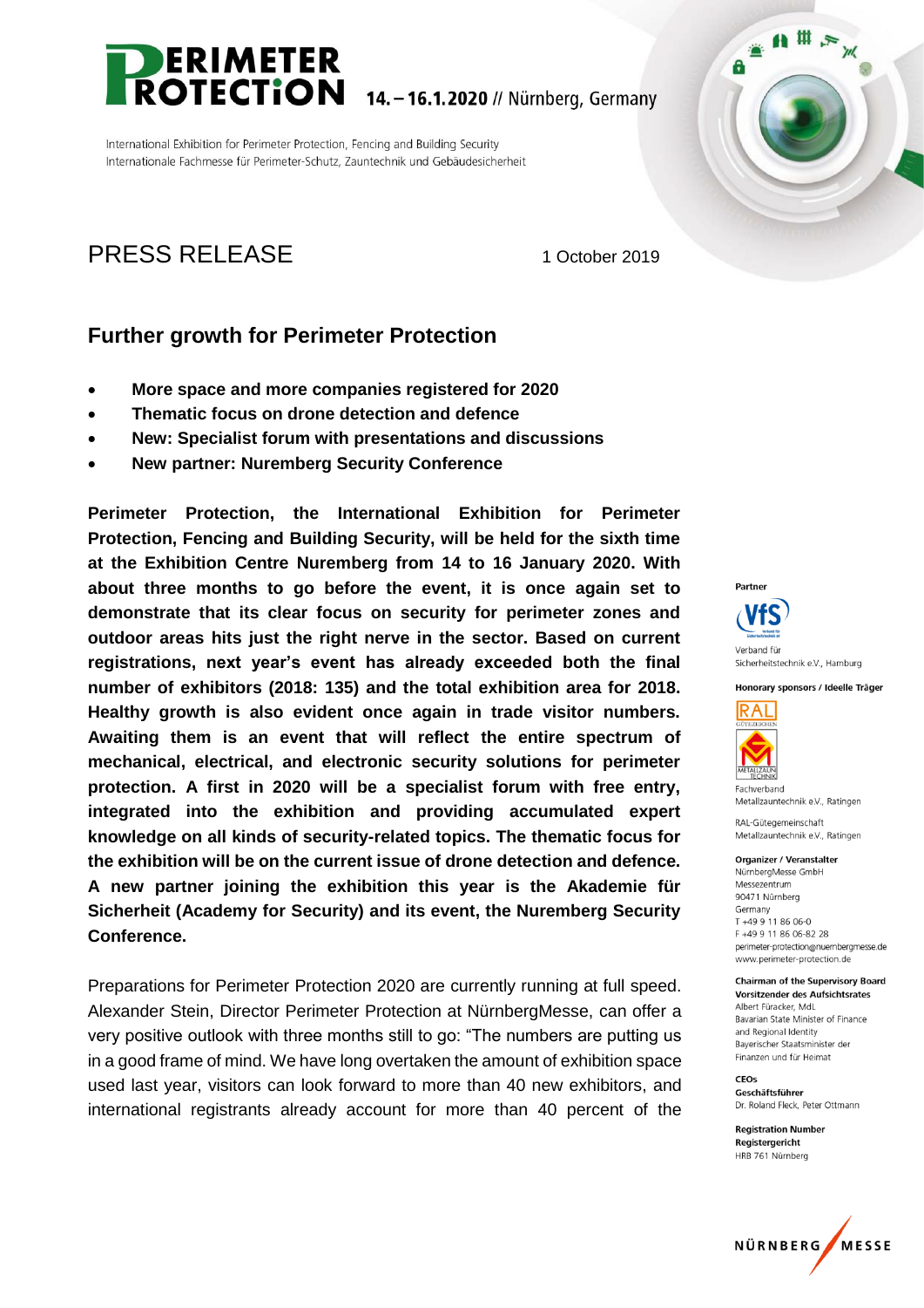# PERIMETER PROTECTION 14. – 16.1.2020 // Nürnberg, Germany

International Exhibition for Perimeter Protection, Fencing and Building Security
Internationale Fachmesse für Perimeter-Schutz, Zauntechnik und Gebäudesicherheit

## PRESS RELEASE

1 October 2019

## Further growth for Perimeter Protection

- **More space and more companies registered for 2020**
- **Thematic focus on drone detection and defence**
- **New: Specialist forum with presentations and discussions**
- **New partner: Nuremberg Security Conference**

**Perimeter Protection, the International Exhibition for Perimeter Protection, Fencing and Building Security, will be held for the sixth time at the Exhibition Centre Nuremberg from 14 to 16 January 2020. With about three months to go before the event, it is once again set to demonstrate that its clear focus on security for perimeter zones and outdoor areas hits just the right nerve in the sector. Based on current registrations, next year's event has already exceeded both the final number of exhibitors (2018: 135) and the total exhibition area for 2018. Healthy growth is also evident once again in trade visitor numbers. Awaiting them is an event that will reflect the entire spectrum of mechanical, electrical, and electronic security solutions for perimeter protection. A first in 2020 will be a specialist forum with free entry, integrated into the exhibition and providing accumulated expert knowledge on all kinds of security-related topics. The thematic focus for the exhibition will be on the current issue of drone detection and defence. A new partner joining the exhibition this year is the Akademie für Sicherheit (Academy for Security) and its event, the Nuremberg Security Conference.**

Preparations for Perimeter Protection 2020 are currently running at full speed. Alexander Stein, Director Perimeter Protection at NürnbergMesse, can offer a very positive outlook with three months still to go: "The numbers are putting us in a good frame of mind. We have long overtaken the amount of exhibition space used last year, visitors can look forward to more than 40 new exhibitors, and international registrants already account for more than 40 percent of the

**Partner**
VfS
Verband für Sicherheitstechnik e.V., Hamburg

**Honorary sponsors / Ideelle Träger**
RAL Gütezeichen Metallzauntechnik
Fachverband Metallzauntechnik e.V., Ratingen

RAL-Gütegemeinschaft Metallzauntechnik e.V., Ratingen

**Organizer / Veranstalter**
NürnbergMesse GmbH
Messezentrum
90471 Nürnberg
Germany
T +49 9 11 86 06-0
F +49 9 11 86 06-82 28
perimeter-protection@nuernbergmesse.de
www.perimeter-protection.de

**Chairman of the Supervisory Board**
**Vorsitzender des Aufsichtsrates**
Albert Füracker, MdL
Bavarian State Minister of Finance and Regional Identity
Bayerischer Staatsminister der Finanzen und für Heimat

**CEOs**
**Geschäftsführer**
Dr. Roland Fleck, Peter Ottmann

**Registration Number**
**Registergericht**
HRB 761 Nürnberg

NÜRNBERG MESSE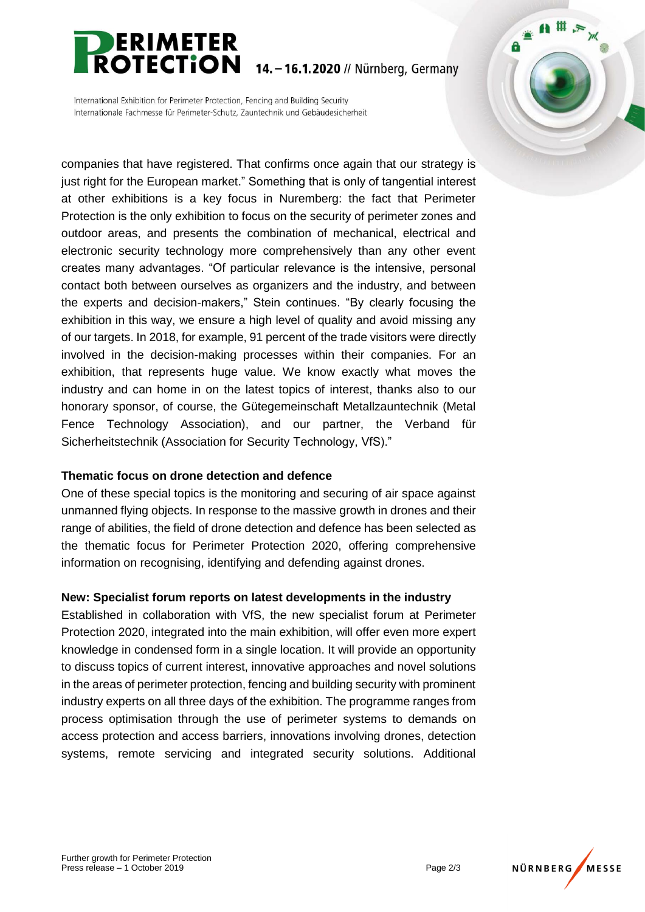companies that have registered. That confirms once again that our strategy is just right for the European market." Something that is only of tangential interest at other exhibitions is a key focus in Nuremberg: the fact that Perimeter Protection is the only exhibition to focus on the security of perimeter zones and outdoor areas, and presents the combination of mechanical, electrical and electronic security technology more comprehensively than any other event creates many advantages. "Of particular relevance is the intensive, personal contact both between ourselves as organizers and the industry, and between the experts and decision-makers," Stein continues. "By clearly focusing the exhibition in this way, we ensure a high level of quality and avoid missing any of our targets. In 2018, for example, 91 percent of the trade visitors were directly involved in the decision-making processes within their companies. For an exhibition, that represents huge value. We know exactly what moves the industry and can home in on the latest topics of interest, thanks also to our honorary sponsor, of course, the Gütegemeinschaft Metallzauntechnik (Metal Fence Technology Association), and our partner, the Verband für Sicherheitstechnik (Association for Security Technology, VfS)."

**Thematic focus on drone detection and defence**

One of these special topics is the monitoring and securing of air space against unmanned flying objects. In response to the massive growth in drones and their range of abilities, the field of drone detection and defence has been selected as the thematic focus for Perimeter Protection 2020, offering comprehensive information on recognising, identifying and defending against drones.

**New: Specialist forum reports on latest developments in the industry**

Established in collaboration with VfS, the new specialist forum at Perimeter Protection 2020, integrated into the main exhibition, will offer even more expert knowledge in condensed form in a single location. It will provide an opportunity to discuss topics of current interest, innovative approaches and novel solutions in the areas of perimeter protection, fencing and building security with prominent industry experts on all three days of the exhibition. The programme ranges from process optimisation through the use of perimeter systems to demands on access protection and access barriers, innovations involving drones, detection systems, remote servicing and integrated security solutions. Additional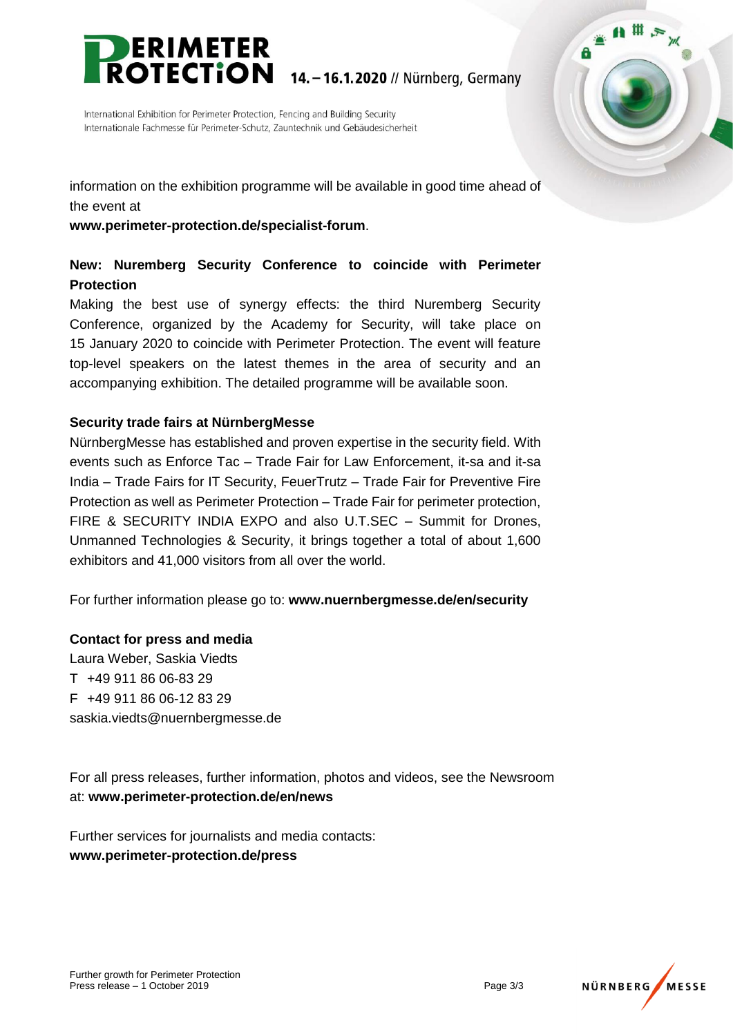information on the exhibition programme will be available in good time ahead of the event at **www.perimeter-protection.de/specialist-forum**.

**New: Nuremberg Security Conference to coincide with Perimeter Protection**

Making the best use of synergy effects: the third Nuremberg Security Conference, organized by the Academy for Security, will take place on 15 January 2020 to coincide with Perimeter Protection. The event will feature top-level speakers on the latest themes in the area of security and an accompanying exhibition. The detailed programme will be available soon.

**Security trade fairs at NürnbergMesse**

NürnbergMesse has established and proven expertise in the security field. With events such as Enforce Tac – Trade Fair for Law Enforcement, it-sa and it-sa India – Trade Fairs for IT Security, FeuerTrutz – Trade Fair for Preventive Fire Protection as well as Perimeter Protection – Trade Fair for perimeter protection, FIRE & SECURITY INDIA EXPO and also U.T.SEC – Summit for Drones, Unmanned Technologies & Security, it brings together a total of about 1,600 exhibitors and 41,000 visitors from all over the world.

For further information please go to: **www.nuernbergmesse.de/en/security**

**Contact for press and media**

Laura Weber, Saskia Viedts
T +49 911 86 06-83 29
F +49 911 86 06-12 83 29
saskia.viedts@nuernbergmesse.de

For all press releases, further information, photos and videos, see the Newsroom at: **www.perimeter-protection.de/en/news**

Further services for journalists and media contacts:
**www.perimeter-protection.de/press**